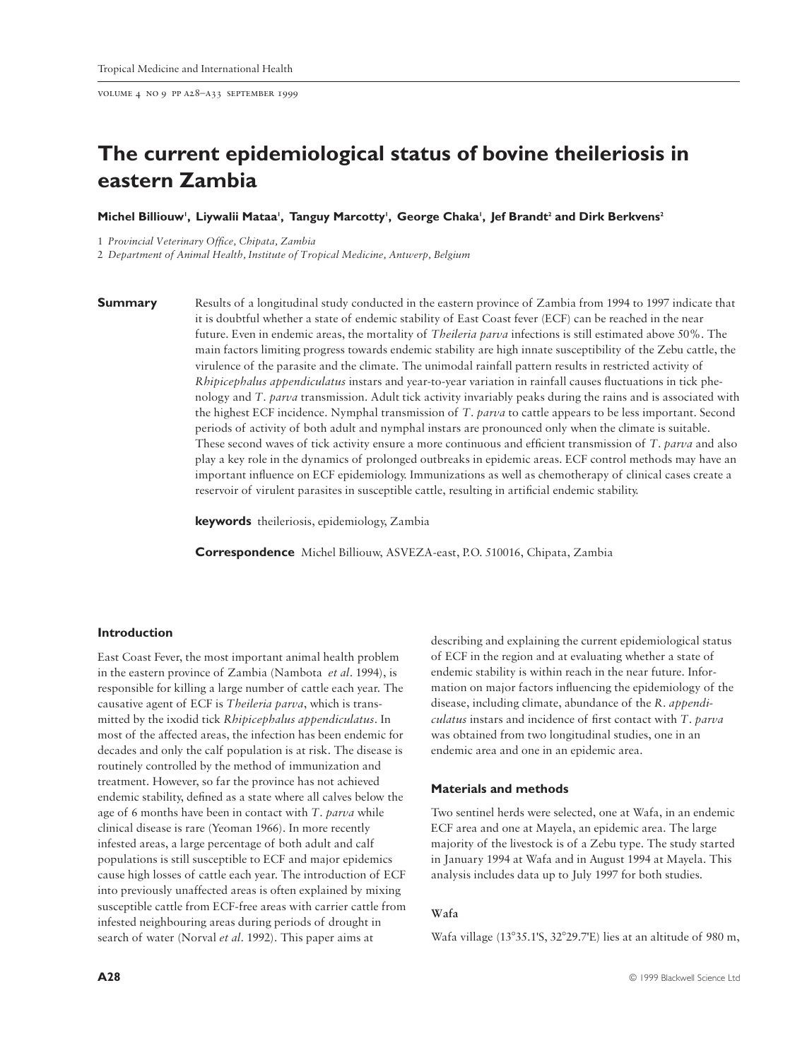# The current epidemiological status of bovine theileriosis in eastern Zambia

**Michel Billiouw[1], Liywalii Mataa[1], Tanguy Marcotty[1], George Chaka[1], Jef Brandt[2] and Dirk Berkvens[2]**

1 *Provincial Veterinary Office, Chipata, Zambia*

2 *Department of Animal Health, Institute of Tropical Medicine, Antwerp, Belgium*

**Summary** Results of a longitudinal study conducted in the eastern province of Zambia from 1994 to 1997 indicate that it is doubtful whether a state of endemic stability of East Coast fever (ECF) can be reached in the near future. Even in endemic areas, the mortality of *Theileria parva* infections is still estimated above 50%. The main factors limiting progress towards endemic stability are high innate susceptibility of the Zebu cattle, the virulence of the parasite and the climate. The unimodal rainfall pattern results in restricted activity of *Rhipicephalus appendiculatus* instars and year-to-year variation in rainfall causes fluctuations in tick phenology and *T. parva* transmission. Adult tick activity invariably peaks during the rains and is associated with the highest ECF incidence. Nymphal transmission of *T. parva* to cattle appears to be less important. Second periods of activity of both adult and nymphal instars are pronounced only when the climate is suitable. These second waves of tick activity ensure a more continuous and efficient transmission of *T. parva* and also play a key role in the dynamics of prolonged outbreaks in epidemic areas. ECF control methods may have an important influence on ECF epidemiology. Immunizations as well as chemotherapy of clinical cases create a reservoir of virulent parasites in susceptible cattle, resulting in artificial endemic stability.

**keywords** theileriosis, epidemiology, Zambia

**Correspondence** Michel Billiouw, ASVEZA-east, P.O. 510016, Chipata, Zambia

## Introduction

East Coast Fever, the most important animal health problem in the eastern province of Zambia (Nambota *et al*. 1994), is responsible for killing a large number of cattle each year. The causative agent of ECF is *Theileria parva*, which is transmitted by the ixodid tick *Rhipicephalus appendiculatus*. In most of the affected areas, the infection has been endemic for decades and only the calf population is at risk. The disease is routinely controlled by the method of immunization and treatment. However, so far the province has not achieved endemic stability, defined as a state where all calves below the age of 6 months have been in contact with *T. parva* while clinical disease is rare (Yeoman 1966). In more recently infested areas, a large percentage of both adult and calf populations is still susceptible to ECF and major epidemics cause high losses of cattle each year. The introduction of ECF into previously unaffected areas is often explained by mixing susceptible cattle from ECF-free areas with carrier cattle from infested neighbouring areas during periods of drought in search of water (Norval *et al*. 1992). This paper aims at describing and explaining the current epidemiological status of ECF in the region and at evaluating whether a state of endemic stability is within reach in the near future. Information on major factors influencing the epidemiology of the disease, including climate, abundance of the *R. appendiculatus* instars and incidence of first contact with *T. parva* was obtained from two longitudinal studies, one in an endemic area and one in an epidemic area.

## Materials and methods

Two sentinel herds were selected, one at Wafa, in an endemic ECF area and one at Mayela, an epidemic area. The large majority of the livestock is of a Zebu type. The study started in January 1994 at Wafa and in August 1994 at Mayela. This analysis includes data up to July 1997 for both studies.

### Wafa

Wafa village (13°35.1'S, 32°29.7'E) lies at an altitude of 980 m,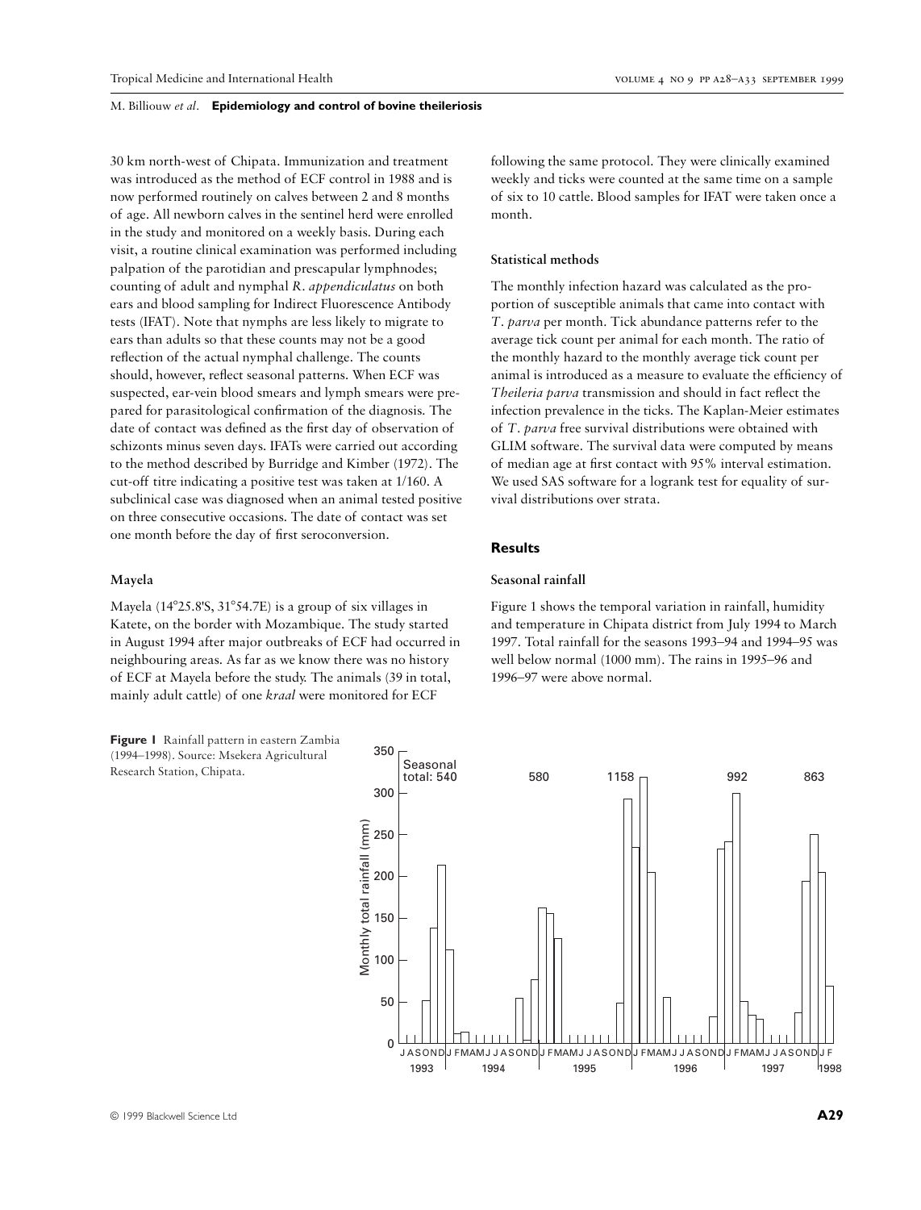30 km north-west of Chipata. Immunization and treatment was introduced as the method of ECF control in 1988 and is now performed routinely on calves between 2 and 8 months of age. All newborn calves in the sentinel herd were enrolled in the study and monitored on a weekly basis. During each visit, a routine clinical examination was performed including palpation of the parotidian and prescapular lymphnodes; counting of adult and nymphal *R. appendiculatus* on both ears and blood sampling for Indirect Fluorescence Antibody tests (IFAT). Note that nymphs are less likely to migrate to ears than adults so that these counts may not be a good reflection of the actual nymphal challenge. The counts should, however, reflect seasonal patterns. When ECF was suspected, ear-vein blood smears and lymph smears were prepared for parasitological confirmation of the diagnosis. The date of contact was defined as the first day of observation of schizonts minus seven days. IFATs were carried out according to the method described by Burridge and Kimber (1972). The cut-off titre indicating a positive test was taken at 1/160. A subclinical case was diagnosed when an animal tested positive on three consecutive occasions. The date of contact was set one month before the day of first seroconversion.

### Mayela

Mayela (14°25.8'S, 31°54.7E) is a group of six villages in Katete, on the border with Mozambique. The study started in August 1994 after major outbreaks of ECF had occurred in neighbouring areas. As far as we know there was no history of ECF at Mayela before the study. The animals (39 in total, mainly adult cattle) of one *kraal* were monitored for ECF following the same protocol. They were clinically examined weekly and ticks were counted at the same time on a sample of six to 10 cattle. Blood samples for IFAT were taken once a month.

### Statistical methods

The monthly infection hazard was calculated as the proportion of susceptible animals that came into contact with *T. parva* per month. Tick abundance patterns refer to the average tick count per animal for each month. The ratio of the monthly hazard to the monthly average tick count per animal is introduced as a measure to evaluate the efficiency of *Theileria parva* transmission and should in fact reflect the infection prevalence in the ticks. The Kaplan-Meier estimates of *T. parva* free survival distributions were obtained with GLIM software. The survival data were computed by means of median age at first contact with 95% interval estimation. We used SAS software for a logrank test for equality of survival distributions over strata.

## Results

### Seasonal rainfall

Figure 1 shows the temporal variation in rainfall, humidity and temperature in Chipata district from July 1994 to March 1997. Total rainfall for the seasons 1993–94 and 1994–95 was well below normal (1000 mm). The rains in 1995–96 and 1996–97 were above normal.

**Figure 1** Rainfall pattern in eastern Zambia (1994–1998). Source: Msekera Agricultural Research Station, Chipata.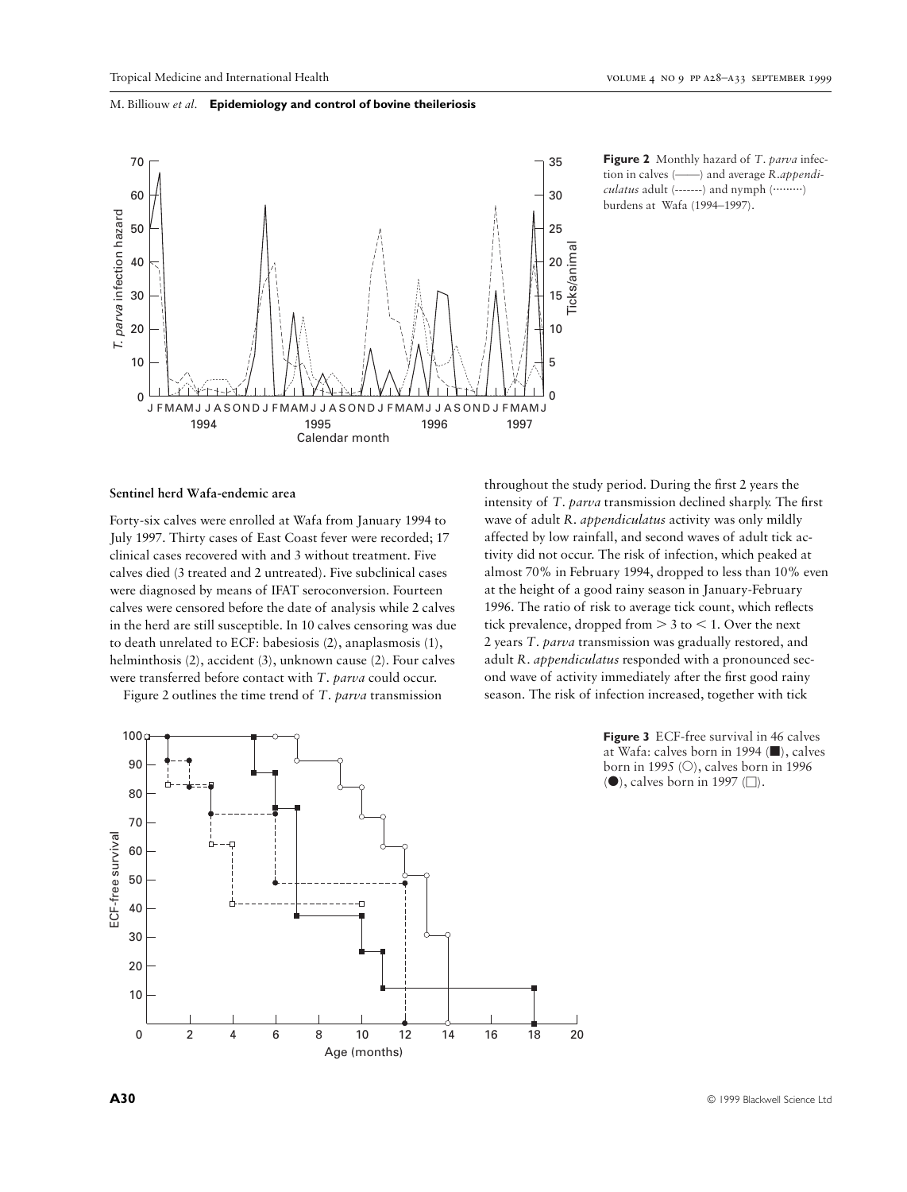**Figure 2** Monthly hazard of *T. parva* infection in calves (——) and average *R.appendiculatus* adult (-------) and nymph (·········) burdens at Wafa (1994–1997).

### Sentinel herd Wafa-endemic area

Forty-six calves were enrolled at Wafa from January 1994 to July 1997. Thirty cases of East Coast fever were recorded; 17 clinical cases recovered with and 3 without treatment. Five calves died (3 treated and 2 untreated). Five subclinical cases were diagnosed by means of IFAT seroconversion. Fourteen calves were censored before the date of analysis while 2 calves in the herd are still susceptible. In 10 calves censoring was due to death unrelated to ECF: babesiosis (2), anaplasmosis (1), helminthosis (2), accident (3), unknown cause (2). Four calves were transferred before contact with *T. parva* could occur.

Figure 2 outlines the time trend of *T. parva* transmission throughout the study period. During the first 2 years the intensity of *T. parva* transmission declined sharply. The first wave of adult *R. appendiculatus* activity was only mildly affected by low rainfall, and second waves of adult tick activity did not occur. The risk of infection, which peaked at almost 70% in February 1994, dropped to less than 10% even at the height of a good rainy season in January-February 1996. The ratio of risk to average tick count, which reflects tick prevalence, dropped from > 3 to < 1. Over the next 2 years *T. parva* transmission was gradually restored, and adult *R. appendiculatus* responded with a pronounced second wave of activity immediately after the first good rainy season. The risk of infection increased, together with tick

**Figure 3** ECF-free survival in 46 calves at Wafa: calves born in 1994 (■), calves born in 1995 (○), calves born in 1996 (●), calves born in 1997 (□).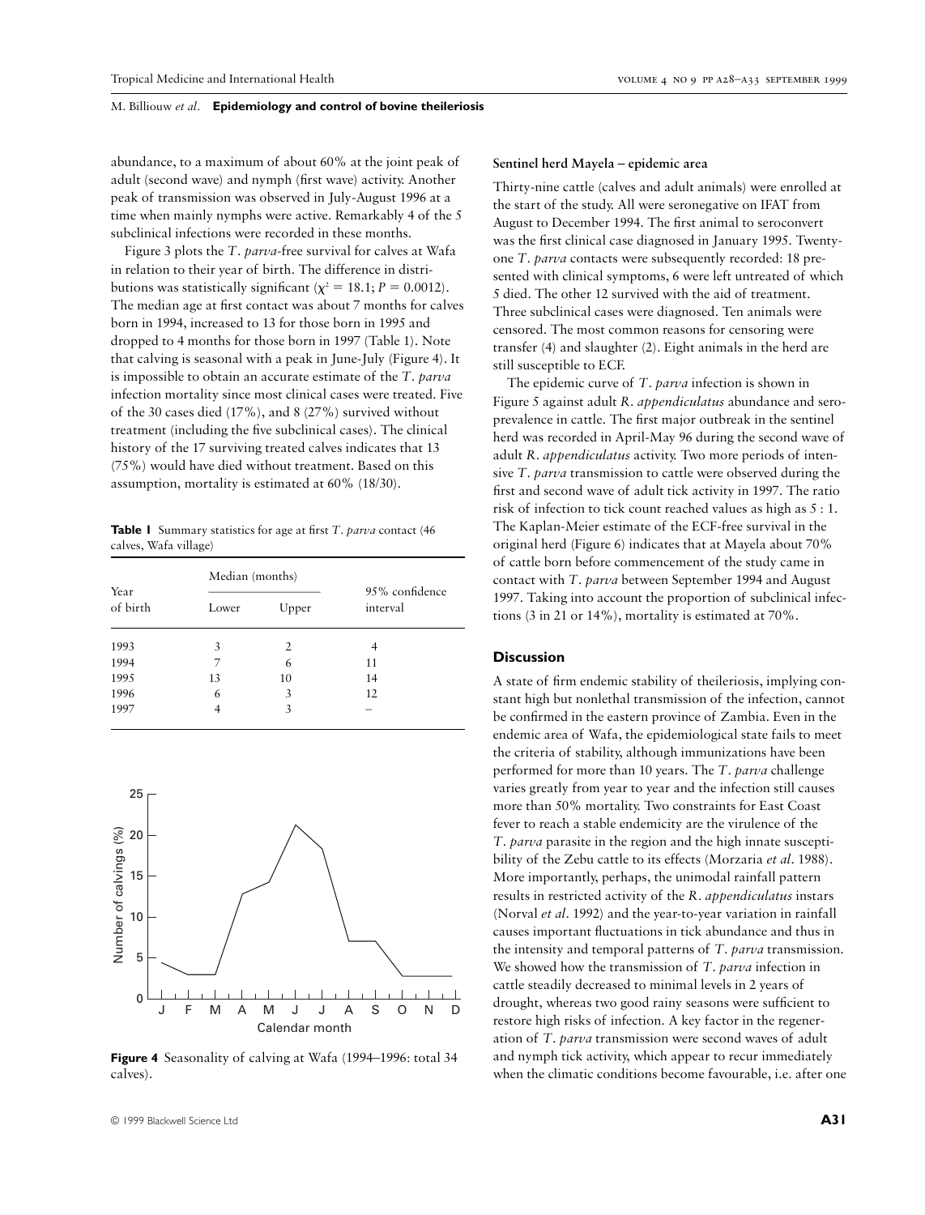abundance, to a maximum of about 60% at the joint peak of adult (second wave) and nymph (first wave) activity. Another peak of transmission was observed in July-August 1996 at a time when mainly nymphs were active. Remarkably 4 of the 5 subclinical infections were recorded in these months.

Figure 3 plots the *T. parva*-free survival for calves at Wafa in relation to their year of birth. The difference in distributions was statistically significant ($\chi^2 = 18.1$; $P = 0.0012$). The median age at first contact was about 7 months for calves born in 1994, increased to 13 for those born in 1995 and dropped to 4 months for those born in 1997 (Table 1). Note that calving is seasonal with a peak in June-July (Figure 4). It is impossible to obtain an accurate estimate of the *T. parva* infection mortality since most clinical cases were treated. Five of the 30 cases died (17%), and 8 (27%) survived without treatment (including the five subclinical cases). The clinical history of the 17 surviving treated calves indicates that 13 (75%) would have died without treatment. Based on this assumption, mortality is estimated at 60% (18/30).

**Table 1** Summary statistics for age at first *T. parva* contact (46 calves, Wafa village)

| Year of birth | Median (months) | | 95% confidence interval |
|---|---|---|---|
| | Lower | Upper | |
| 1993 | 3 | 2 | 4 |
| 1994 | 7 | 6 | 11 |
| 1995 | 13 | 10 | 14 |
| 1996 | 6 | 3 | 12 |
| 1997 | 4 | 3 | – |

**Figure 4** Seasonality of calving at Wafa (1994–1996: total 34 calves).

### Sentinel herd Mayela – epidemic area

Thirty-nine cattle (calves and adult animals) were enrolled at the start of the study. All were seronegative on IFAT from August to December 1994. The first animal to seroconvert was the first clinical case diagnosed in January 1995. Twenty-one *T. parva* contacts were subsequently recorded: 18 presented with clinical symptoms, 6 were left untreated of which 5 died. The other 12 survived with the aid of treatment. Three subclinical cases were diagnosed. Ten animals were censored. The most common reasons for censoring were transfer (4) and slaughter (2). Eight animals in the herd are still susceptible to ECF.

The epidemic curve of *T. parva* infection is shown in Figure 5 against adult *R. appendiculatus* abundance and seroprevalence in cattle. The first major outbreak in the sentinel herd was recorded in April-May 96 during the second wave of adult *R. appendiculatus* activity. Two more periods of intensive *T. parva* transmission to cattle were observed during the first and second wave of adult tick activity in 1997. The ratio risk of infection to tick count reached values as high as 5 : 1. The Kaplan-Meier estimate of the ECF-free survival in the original herd (Figure 6) indicates that at Mayela about 70% of cattle born before commencement of the study came in contact with *T. parva* between September 1994 and August 1997. Taking into account the proportion of subclinical infections (3 in 21 or 14%), mortality is estimated at 70%.

## Discussion

A state of firm endemic stability of theileriosis, implying constant high but nonlethal transmission of the infection, cannot be confirmed in the eastern province of Zambia. Even in the endemic area of Wafa, the epidemiological state fails to meet the criteria of stability, although immunizations have been performed for more than 10 years. The *T. parva* challenge varies greatly from year to year and the infection still causes more than 50% mortality. Two constraints for East Coast fever to reach a stable endemicity are the virulence of the *T. parva* parasite in the region and the high innate susceptibility of the Zebu cattle to its effects (Morzaria *et al*. 1988). More importantly, perhaps, the unimodal rainfall pattern results in restricted activity of the *R. appendiculatus* instars (Norval *et al*. 1992) and the year-to-year variation in rainfall causes important fluctuations in tick abundance and thus in the intensity and temporal patterns of *T. parva* transmission. We showed how the transmission of *T. parva* infection in cattle steadily decreased to minimal levels in 2 years of drought, whereas two good rainy seasons were sufficient to restore high risks of infection. A key factor in the regeneration of *T. parva* transmission were second waves of adult and nymph tick activity, which appear to recur immediately when the climatic conditions become favourable, i.e. after one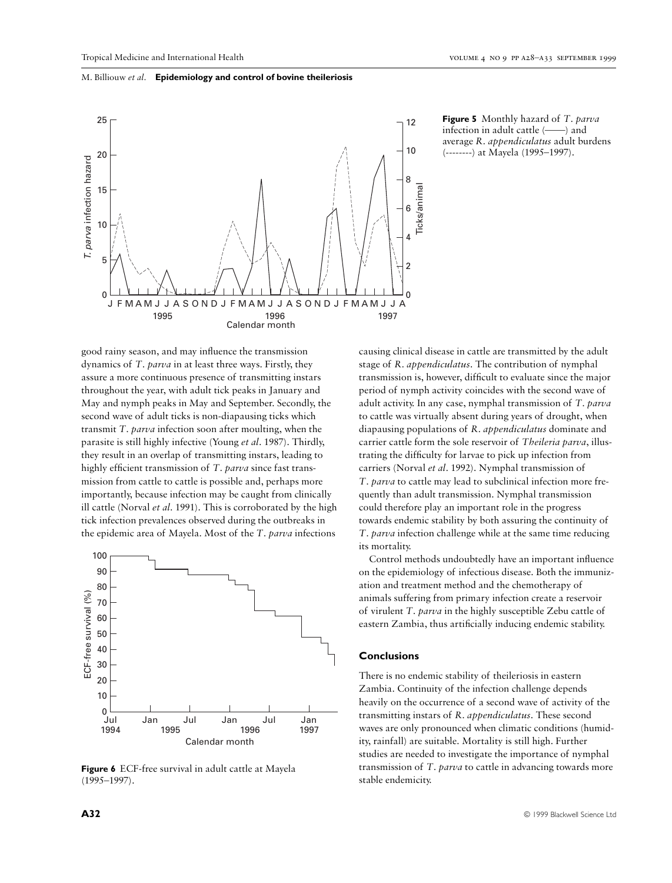**Figure 5** Monthly hazard of *T. parva* infection in adult cattle (——) and average *R. appendiculatus* adult burdens (--------) at Mayela (1995–1997).

good rainy season, and may influence the transmission dynamics of *T. parva* in at least three ways. Firstly, they assure a more continuous presence of transmitting instars throughout the year, with adult tick peaks in January and May and nymph peaks in May and September. Secondly, the second wave of adult ticks is non-diapausing ticks which transmit *T. parva* infection soon after moulting, when the parasite is still highly infective (Young *et al.* 1987). Thirdly, they result in an overlap of transmitting instars, leading to highly efficient transmission of *T. parva* since fast transmission from cattle to cattle is possible and, perhaps more importantly, because infection may be caught from clinically ill cattle (Norval *et al.* 1991). This is corroborated by the high tick infection prevalences observed during the outbreaks in the epidemic area of Mayela. Most of the *T. parva* infections causing clinical disease in cattle are transmitted by the adult stage of *R. appendiculatus*. The contribution of nymphal transmission is, however, difficult to evaluate since the major period of nymph activity coincides with the second wave of adult activity. In any case, nymphal transmission of *T. parva* to cattle was virtually absent during years of drought, when diapausing populations of *R. appendiculatus* dominate and carrier cattle form the sole reservoir of *Theileria parva*, illustrating the difficulty for larvae to pick up infection from carriers (Norval *et al.* 1992). Nymphal transmission of *T. parva* to cattle may lead to subclinical infection more frequently than adult transmission. Nymphal transmission could therefore play an important role in the progress towards endemic stability by both assuring the continuity of *T. parva* infection challenge while at the same time reducing its mortality.

**Figure 6** ECF-free survival in adult cattle at Mayela (1995–1997).

Control methods undoubtedly have an important influence on the epidemiology of infectious disease. Both the immunization and treatment method and the chemotherapy of animals suffering from primary infection create a reservoir of virulent *T. parva* in the highly susceptible Zebu cattle of eastern Zambia, thus artificially inducing endemic stability.

## Conclusions

There is no endemic stability of theileriosis in eastern Zambia. Continuity of the infection challenge depends heavily on the occurrence of a second wave of activity of the transmitting instars of *R. appendiculatus*. These second waves are only pronounced when climatic conditions (humidity, rainfall) are suitable. Mortality is still high. Further studies are needed to investigate the importance of nymphal transmission of *T. parva* to cattle in advancing towards more stable endemicity.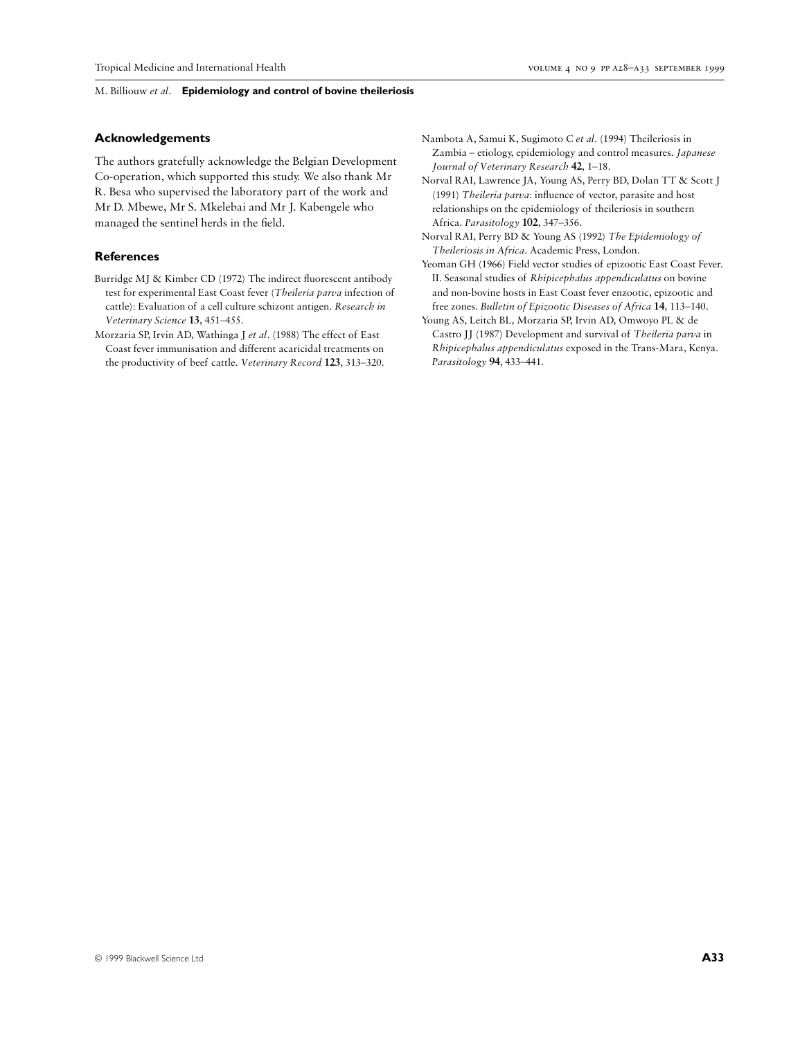## Acknowledgements

The authors gratefully acknowledge the Belgian Development Co-operation, which supported this study. We also thank Mr R. Besa who supervised the laboratory part of the work and Mr D. Mbewe, Mr S. Mkelebai and Mr J. Kabengele who managed the sentinel herds in the field.

## References

Burridge MJ & Kimber CD (1972) The indirect fluorescent antibody test for experimental East Coast fever (*Theileria parva* infection of cattle): Evaluation of a cell culture schizont antigen. *Research in Veterinary Science* **13**, 451–455.

Morzaria SP, Irvin AD, Wathinga J *et al*. (1988) The effect of East Coast fever immunisation and different acaricidal treatments on the productivity of beef cattle. *Veterinary Record* **123**, 313–320.

Nambota A, Samui K, Sugimoto C *et al*. (1994) Theileriosis in Zambia – etiology, epidemiology and control measures. *Japanese Journal of Veterinary Research* **42**, 1–18.

Norval RAI, Lawrence JA, Young AS, Perry BD, Dolan TT & Scott J (1991) *Theileria parva*: influence of vector, parasite and host relationships on the epidemiology of theileriosis in southern Africa. *Parasitology* **102**, 347–356.

Norval RAI, Perry BD & Young AS (1992) *The Epidemiology of Theileriosis in Africa*. Academic Press, London.

Yeoman GH (1966) Field vector studies of epizootic East Coast Fever. II. Seasonal studies of *Rhipicephalus appendiculatus* on bovine and non-bovine hosts in East Coast fever enzootic, epizootic and free zones. *Bulletin of Epizootic Diseases of Africa* **14**, 113–140.

Young AS, Leitch BL, Morzaria SP, Irvin AD, Omwoyo PL & de Castro JJ (1987) Development and survival of *Theileria parva* in *Rhipicephalus appendiculatus* exposed in the Trans-Mara, Kenya. *Parasitology* **94**, 433–441.